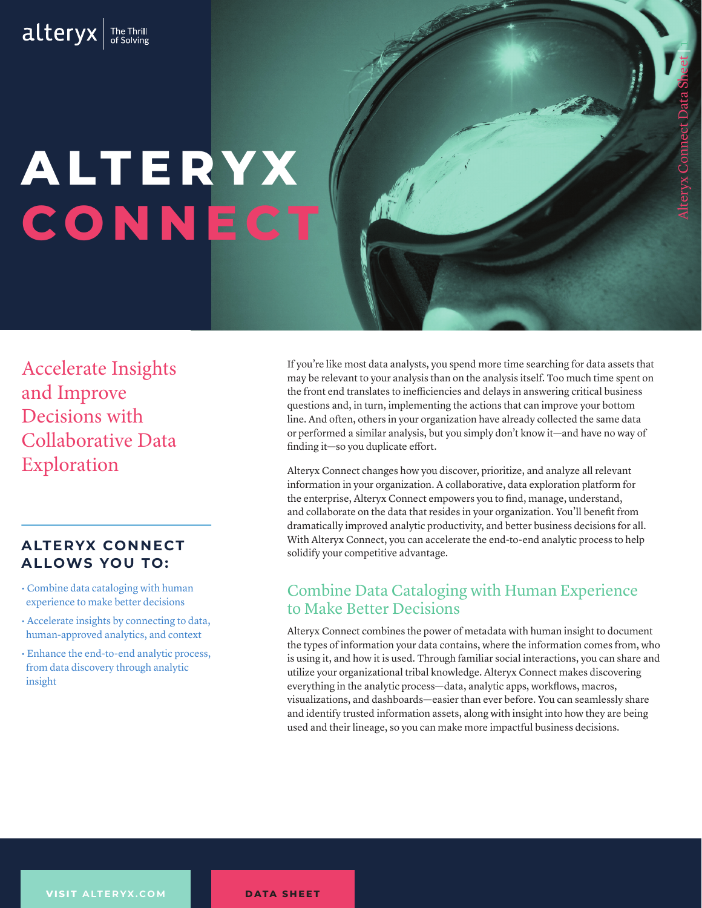# ALTERYX CONNECT

## Accelerate Insights and Improve Decisions with Collaborative Data Exploration

### ALTERYX CONNECT ALLOWS YOU TO:

- Combine data cataloging with human experience to make better decisions
- Accelerate insights by connecting to data, human-approved analytics, and context
- Enhance the end-to-end analytic process, from data discovery through analytic insight

If you're like most data analysts, you spend more time searching for data assets that may be relevant to your analysis than on the analysis itself. Too much time spent on the front end translates to inefficiencies and delays in answering critical business questions and, in turn, implementing the actions that can improve your bottom line. And often, others in your organization have already collected the same data or performed a similar analysis, but you simply don't know it—and have no way of finding it—so you duplicate effort.

Alteryx Connect changes how you discover, prioritize, and analyze all relevant information in your organization. A collaborative, data exploration platform for the enterprise, Alteryx Connect empowers you to find, manage, understand, and collaborate on the data that resides in your organization. You'll benefit from dramatically improved analytic productivity, and better business decisions for all. With Alteryx Connect, you can accelerate the end-to-end analytic process to help solidify your competitive advantage.

## Combine Data Cataloging with Human Experience to Make Better Decisions

Alteryx Connect combines the power of metadata with human insight to document the types of information your data contains, where the information comes from, who is using it, and how it is used. Through familiar social interactions, you can share and utilize your organizational tribal knowledge. Alteryx Connect makes discovering everything in the analytic process—data, analytic apps, workflows, macros, visualizations, and dashboards—easier than ever before. You can seamlessly share and identify trusted information assets, along with insight into how they are being used and their lineage, so you can make more impactful business decisions.

VISIT ALTERYX.COM

DATA SHEET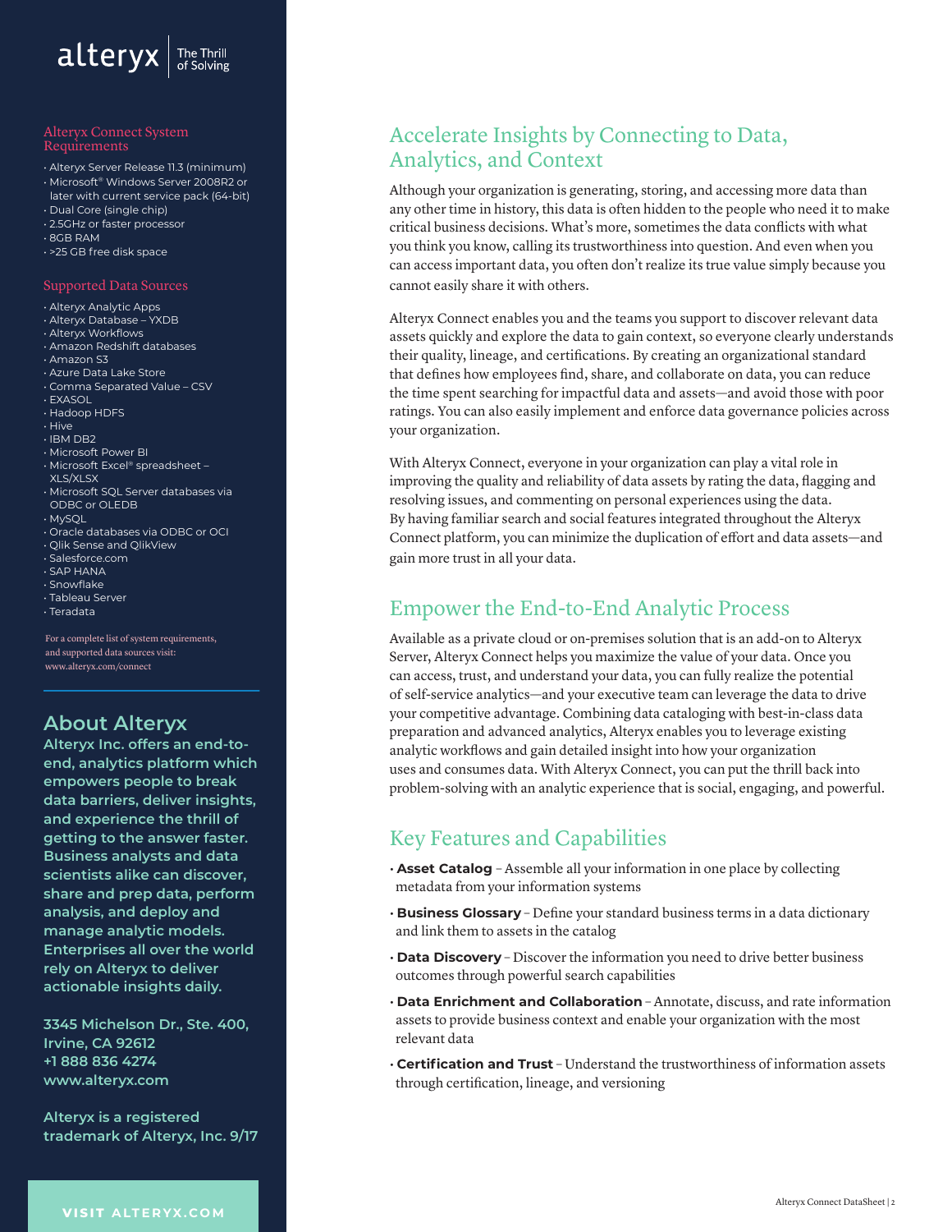alteryx | The Thrill of Solving

## Alteryx Connect System Requirements

- Alteryx Server Release 11.3 (minimum)
- Microsoft® Windows Server 2008R2 or later with current service pack (64-bit)
- Dual Core (single chip)
- 2.5GHz or faster processor
- 8GB RAM
- >25 GB free disk space

## Supported Data Sources

- Alteryx Analytic Apps
- Alteryx Database – YXDB
- Alteryx Workflows
- Amazon Redshift databases
- Amazon S3
- Azure Data Lake Store
- Comma Separated Value – CSV
- EXASOL
- Hadoop HDFS
- Hive
- IBM DB2
- Microsoft Power BI
- Microsoft Excel® spreadsheet – XLS/XLSX
- Microsoft SQL Server databases via ODBC or OLEDB
- MySQL
- Oracle databases via ODBC or OCI
- Qlik Sense and QlikView
- Salesforce.com
- SAP HANA
- Snowflake
- Tableau Server
- Teradata

For a complete list of system requirements, and supported data sources visit: www.alteryx.com/connect

## About Alteryx

**Alteryx Inc. offers an end-to-end, analytics platform which empowers people to break data barriers, deliver insights, and experience the thrill of getting to the answer faster. Business analysts and data scientists alike can discover, share and prep data, perform analysis, and deploy and manage analytic models. Enterprises all over the world rely on Alteryx to deliver actionable insights daily.**

**3345 Michelson Dr., Ste. 400,
Irvine, CA 92612
+1 888 836 4274
www.alteryx.com**

**Alteryx is a registered trademark of Alteryx, Inc. 9/17**

**VISIT ALTERYX.COM**

## Accelerate Insights by Connecting to Data, Analytics, and Context

Although your organization is generating, storing, and accessing more data than any other time in history, this data is often hidden to the people who need it to make critical business decisions. What's more, sometimes the data conflicts with what you think you know, calling its trustworthiness into question. And even when you can access important data, you often don't realize its true value simply because you cannot easily share it with others.

Alteryx Connect enables you and the teams you support to discover relevant data assets quickly and explore the data to gain context, so everyone clearly understands their quality, lineage, and certifications. By creating an organizational standard that defines how employees find, share, and collaborate on data, you can reduce the time spent searching for impactful data and assets—and avoid those with poor ratings. You can also easily implement and enforce data governance policies across your organization.

With Alteryx Connect, everyone in your organization can play a vital role in improving the quality and reliability of data assets by rating the data, flagging and resolving issues, and commenting on personal experiences using the data. By having familiar search and social features integrated throughout the Alteryx Connect platform, you can minimize the duplication of effort and data assets—and gain more trust in all your data.

## Empower the End-to-End Analytic Process

Available as a private cloud or on-premises solution that is an add-on to Alteryx Server, Alteryx Connect helps you maximize the value of your data. Once you can access, trust, and understand your data, you can fully realize the potential of self-service analytics—and your executive team can leverage the data to drive your competitive advantage. Combining data cataloging with best-in-class data preparation and advanced analytics, Alteryx enables you to leverage existing analytic workflows and gain detailed insight into how your organization uses and consumes data. With Alteryx Connect, you can put the thrill back into problem-solving with an analytic experience that is social, engaging, and powerful.

## Key Features and Capabilities

- **Asset Catalog** – Assemble all your information in one place by collecting metadata from your information systems
- **Business Glossary** – Define your standard business terms in a data dictionary and link them to assets in the catalog
- **Data Discovery** – Discover the information you need to drive better business outcomes through powerful search capabilities
- **Data Enrichment and Collaboration** – Annotate, discuss, and rate information assets to provide business context and enable your organization with the most relevant data
- **Certification and Trust** – Understand the trustworthiness of information assets through certification, lineage, and versioning